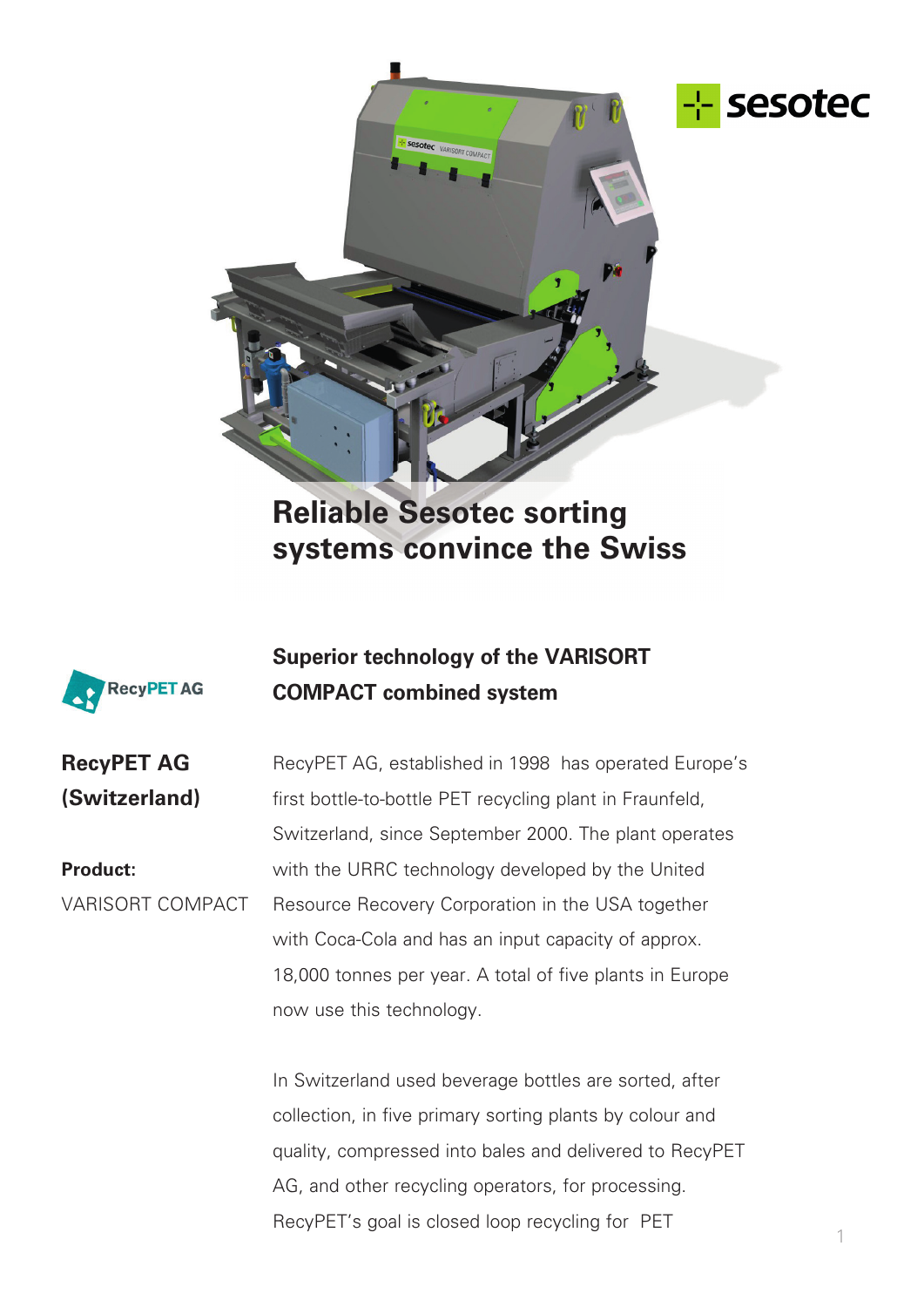sesotec

# Reliable Sesotec sorting systems convince the Swiss

RecyPET AG

## Superior technology of the VARISORT COMPACT combined system

**RecyPET AG (Switzerland)**

**Product:**
VARISORT COMPACT

RecyPET AG, established in 1998 has operated Europe's first bottle-to-bottle PET recycling plant in Fraunfeld, Switzerland, since September 2000. The plant operates with the URRC technology developed by the United Resource Recovery Corporation in the USA together with Coca-Cola and has an input capacity of approx. 18,000 tonnes per year. A total of five plants in Europe now use this technology.

In Switzerland used beverage bottles are sorted, after collection, in five primary sorting plants by colour and quality, compressed into bales and delivered to RecyPET AG, and other recycling operators, for processing. RecyPET's goal is closed loop recycling for PET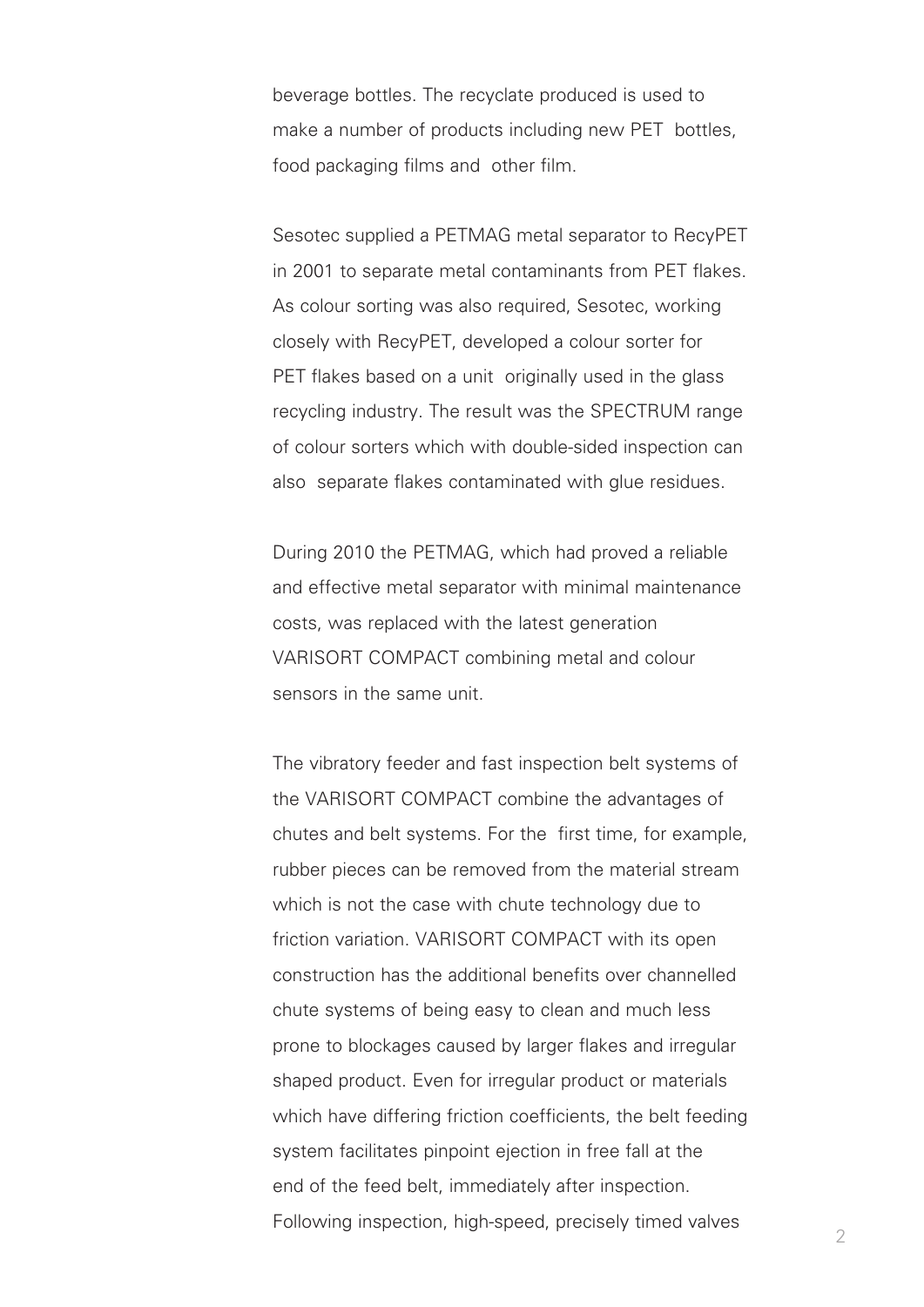beverage bottles. The recyclate produced is used to make a number of products including new PET bottles, food packaging films and other film.

Sesotec supplied a PETMAG metal separator to RecyPET in 2001 to separate metal contaminants from PET flakes. As colour sorting was also required, Sesotec, working closely with RecyPET, developed a colour sorter for PET flakes based on a unit originally used in the glass recycling industry. The result was the SPECTRUM range of colour sorters which with double-sided inspection can also separate flakes contaminated with glue residues.

During 2010 the PETMAG, which had proved a reliable and effective metal separator with minimal maintenance costs, was replaced with the latest generation VARISORT COMPACT combining metal and colour sensors in the same unit.

The vibratory feeder and fast inspection belt systems of the VARISORT COMPACT combine the advantages of chutes and belt systems. For the first time, for example, rubber pieces can be removed from the material stream which is not the case with chute technology due to friction variation. VARISORT COMPACT with its open construction has the additional benefits over channelled chute systems of being easy to clean and much less prone to blockages caused by larger flakes and irregular shaped product. Even for irregular product or materials which have differing friction coefficients, the belt feeding system facilitates pinpoint ejection in free fall at the end of the feed belt, immediately after inspection. Following inspection, high-speed, precisely timed valves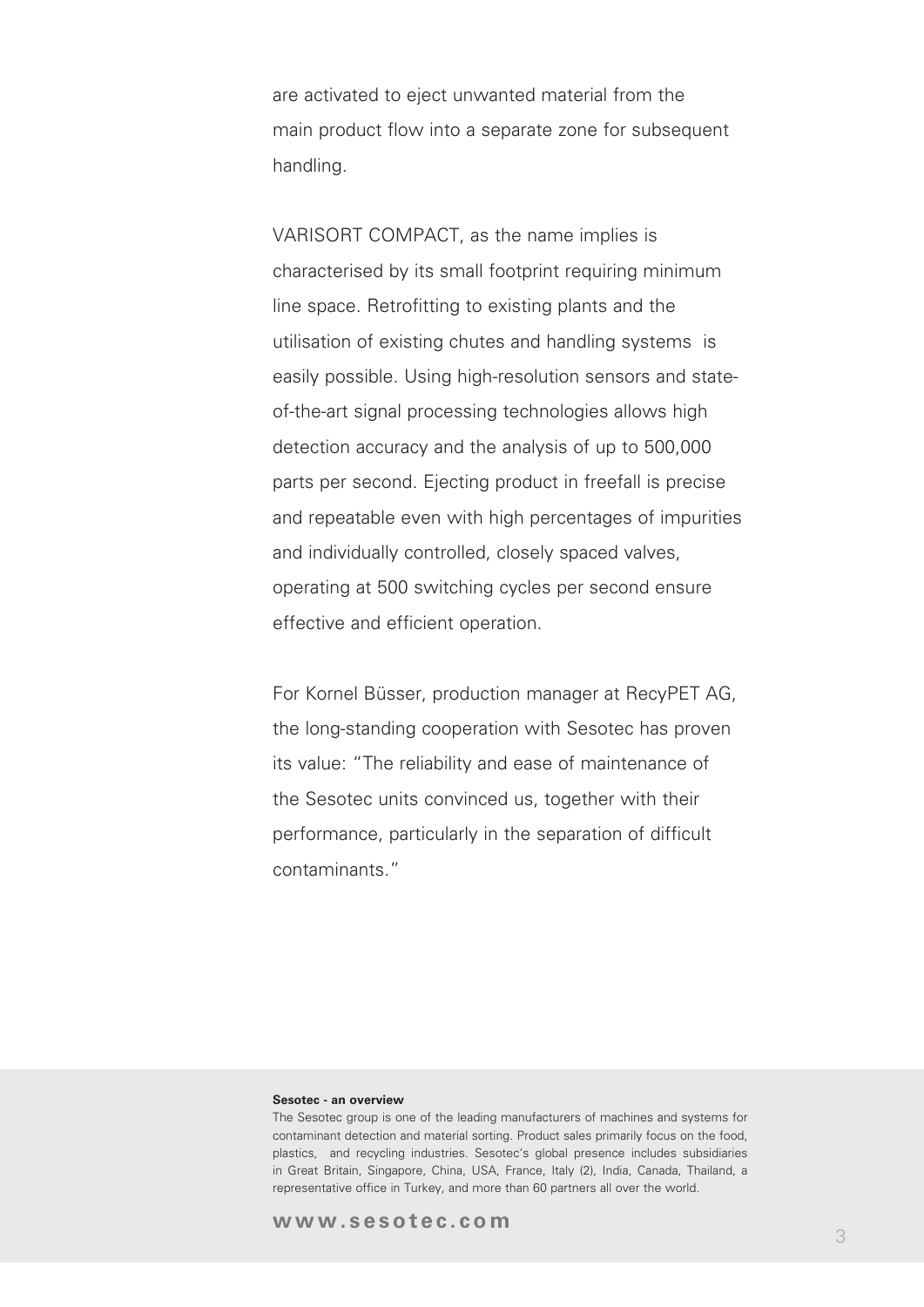are activated to eject unwanted material from the main product flow into a separate zone for subsequent handling.

VARISORT COMPACT, as the name implies is characterised by its small footprint requiring minimum line space. Retrofitting to existing plants and the utilisation of existing chutes and handling systems is easily possible. Using high-resolution sensors and state-of-the-art signal processing technologies allows high detection accuracy and the analysis of up to 500,000 parts per second. Ejecting product in freefall is precise and repeatable even with high percentages of impurities and individually controlled, closely spaced valves, operating at 500 switching cycles per second ensure effective and efficient operation.

For Kornel Büsser, production manager at RecyPET AG, the long-standing cooperation with Sesotec has proven its value: “The reliability and ease of maintenance of the Sesotec units convinced us, together with their performance, particularly in the separation of difficult contaminants.”

**Sesotec - an overview**

The Sesotec group is one of the leading manufacturers of machines and systems for contaminant detection and material sorting. Product sales primarily focus on the food, plastics, and recycling industries. Sesotec’s global presence includes subsidiaries in Great Britain, Singapore, China, USA, France, Italy (2), India, Canada, Thailand, a representative office in Turkey, and more than 60 partners all over the world.

**www.sesotec.com**